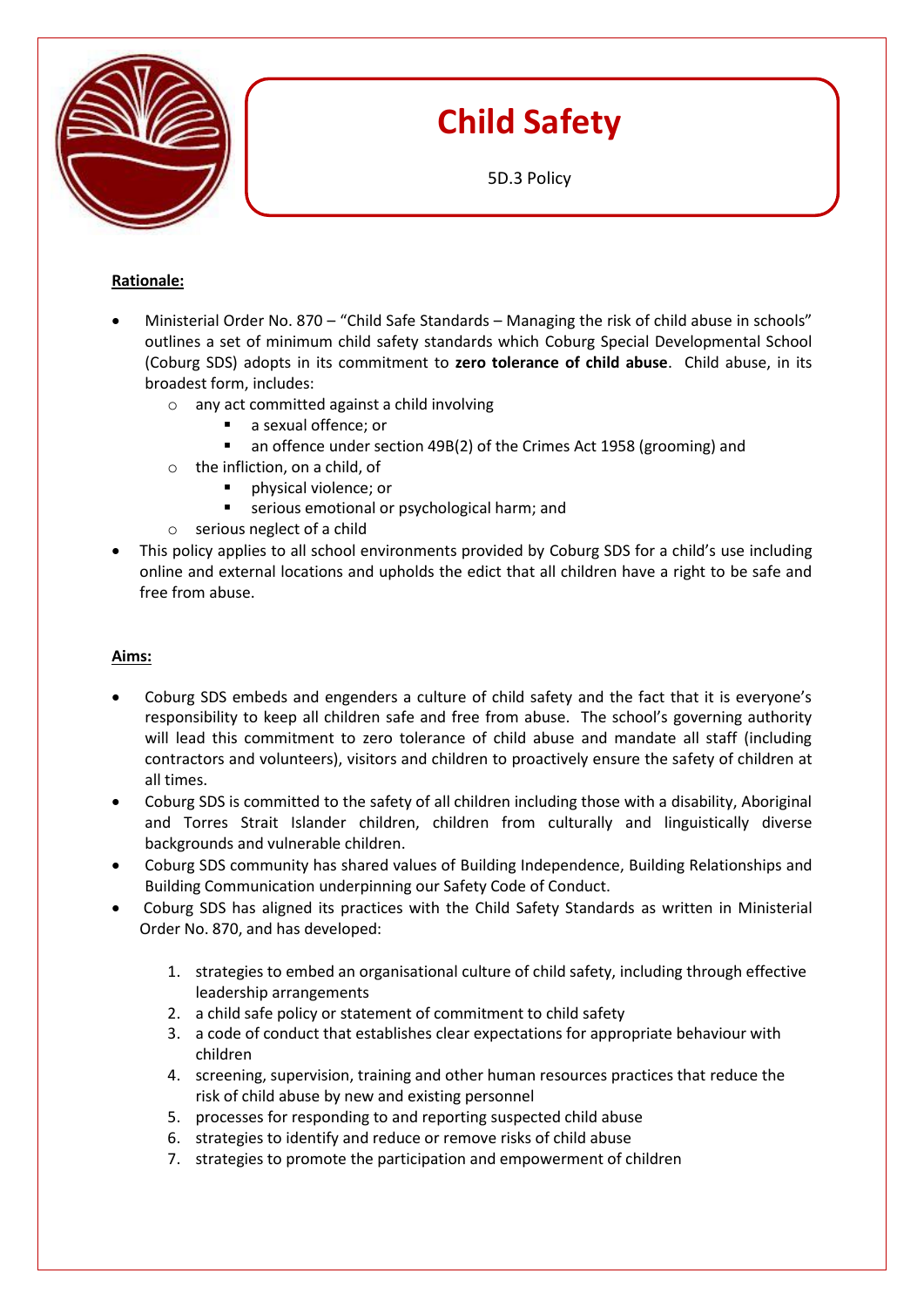# Child Safety

5D.3 Policy

**Rationale:**

- Ministerial Order No. 870 – "Child Safe Standards – Managing the risk of child abuse in schools" outlines a set of minimum child safety standards which Coburg Special Developmental School (Coburg SDS) adopts in its commitment to **zero tolerance of child abuse**. Child abuse, in its broadest form, includes:
  - any act committed against a child involving
    - a sexual offence; or
    - an offence under section 49B(2) of the Crimes Act 1958 (grooming) and
  - the infliction, on a child, of
    - physical violence; or
    - serious emotional or psychological harm; and
  - serious neglect of a child
- This policy applies to all school environments provided by Coburg SDS for a child's use including online and external locations and upholds the edict that all children have a right to be safe and free from abuse.

**Aims:**

- Coburg SDS embeds and engenders a culture of child safety and the fact that it is everyone's responsibility to keep all children safe and free from abuse. The school's governing authority will lead this commitment to zero tolerance of child abuse and mandate all staff (including contractors and volunteers), visitors and children to proactively ensure the safety of children at all times.
- Coburg SDS is committed to the safety of all children including those with a disability, Aboriginal and Torres Strait Islander children, children from culturally and linguistically diverse backgrounds and vulnerable children.
- Coburg SDS community has shared values of Building Independence, Building Relationships and Building Communication underpinning our Safety Code of Conduct.
- Coburg SDS has aligned its practices with the Child Safety Standards as written in Ministerial Order No. 870, and has developed:

  1. strategies to embed an organisational culture of child safety, including through effective leadership arrangements
  2. a child safe policy or statement of commitment to child safety
  3. a code of conduct that establishes clear expectations for appropriate behaviour with children
  4. screening, supervision, training and other human resources practices that reduce the risk of child abuse by new and existing personnel
  5. processes for responding to and reporting suspected child abuse
  6. strategies to identify and reduce or remove risks of child abuse
  7. strategies to promote the participation and empowerment of children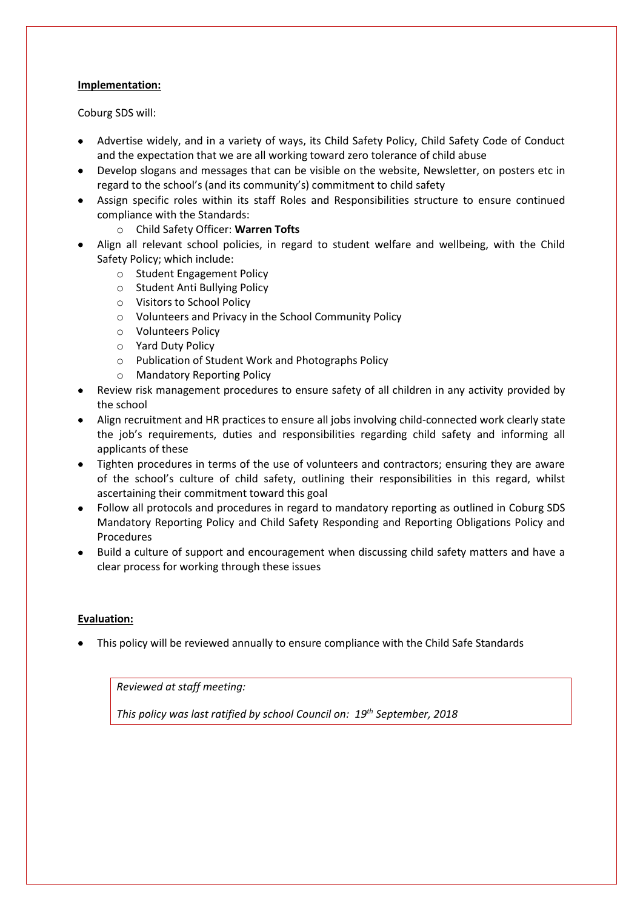**Implementation:**

Coburg SDS will:

- Advertise widely, and in a variety of ways, its Child Safety Policy, Child Safety Code of Conduct and the expectation that we are all working toward zero tolerance of child abuse
- Develop slogans and messages that can be visible on the website, Newsletter, on posters etc in regard to the school's (and its community's) commitment to child safety
- Assign specific roles within its staff Roles and Responsibilities structure to ensure continued compliance with the Standards:
    - Child Safety Officer: **Warren Tofts**
- Align all relevant school policies, in regard to student welfare and wellbeing, with the Child Safety Policy; which include:
    - Student Engagement Policy
    - Student Anti Bullying Policy
    - Visitors to School Policy
    - Volunteers and Privacy in the School Community Policy
    - Volunteers Policy
    - Yard Duty Policy
    - Publication of Student Work and Photographs Policy
    - Mandatory Reporting Policy
- Review risk management procedures to ensure safety of all children in any activity provided by the school
- Align recruitment and HR practices to ensure all jobs involving child-connected work clearly state the job's requirements, duties and responsibilities regarding child safety and informing all applicants of these
- Tighten procedures in terms of the use of volunteers and contractors; ensuring they are aware of the school's culture of child safety, outlining their responsibilities in this regard, whilst ascertaining their commitment toward this goal
- Follow all protocols and procedures in regard to mandatory reporting as outlined in Coburg SDS Mandatory Reporting Policy and Child Safety Responding and Reporting Obligations Policy and Procedures
- Build a culture of support and encouragement when discussing child safety matters and have a clear process for working through these issues

**Evaluation:**

- This policy will be reviewed annually to ensure compliance with the Child Safe Standards

*Reviewed at staff meeting:*

*This policy was last ratified by school Council on: 19th September, 2018*